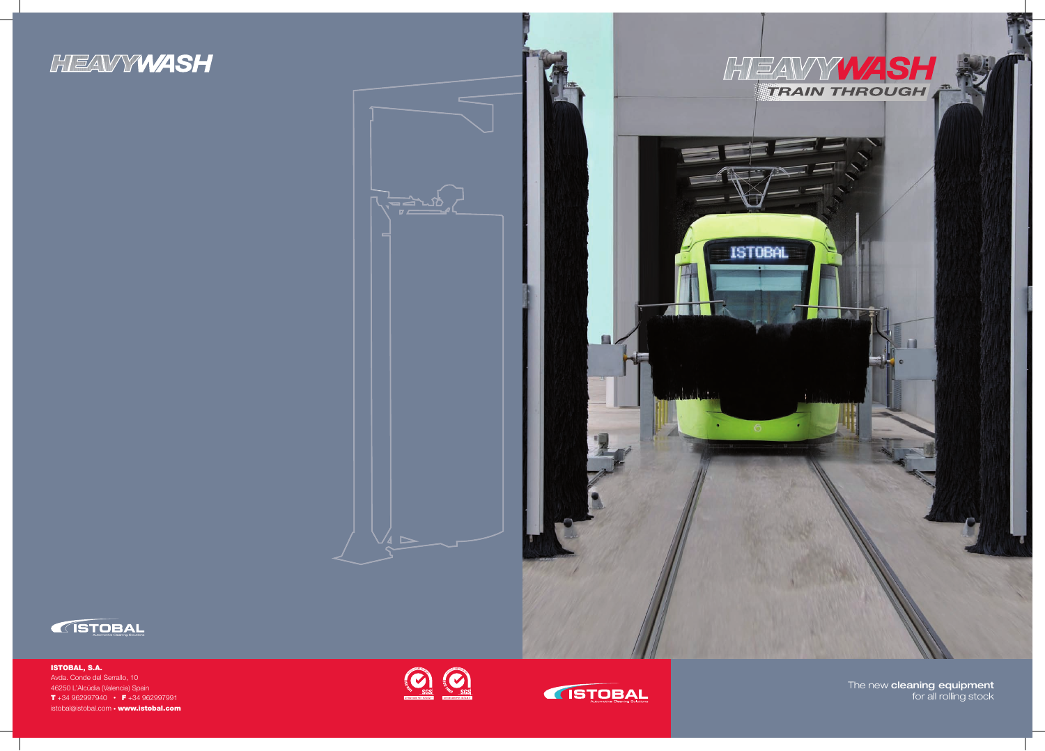# HEAVYWASH

## HEAVYWASH
### TRAIN THROUGH

The new **cleaning equipment** for all rolling stock

ISTOBAL
Automotive Cleaning Solutions

**ISTOBAL, S.A.**
Avda. Conde del Serrallo, 10
46250 L'Alcúdia (Valencia) Spain
**T** +34 962997940 • **F** +34 962997991
istobal@istobal.com • **www.istobal.com**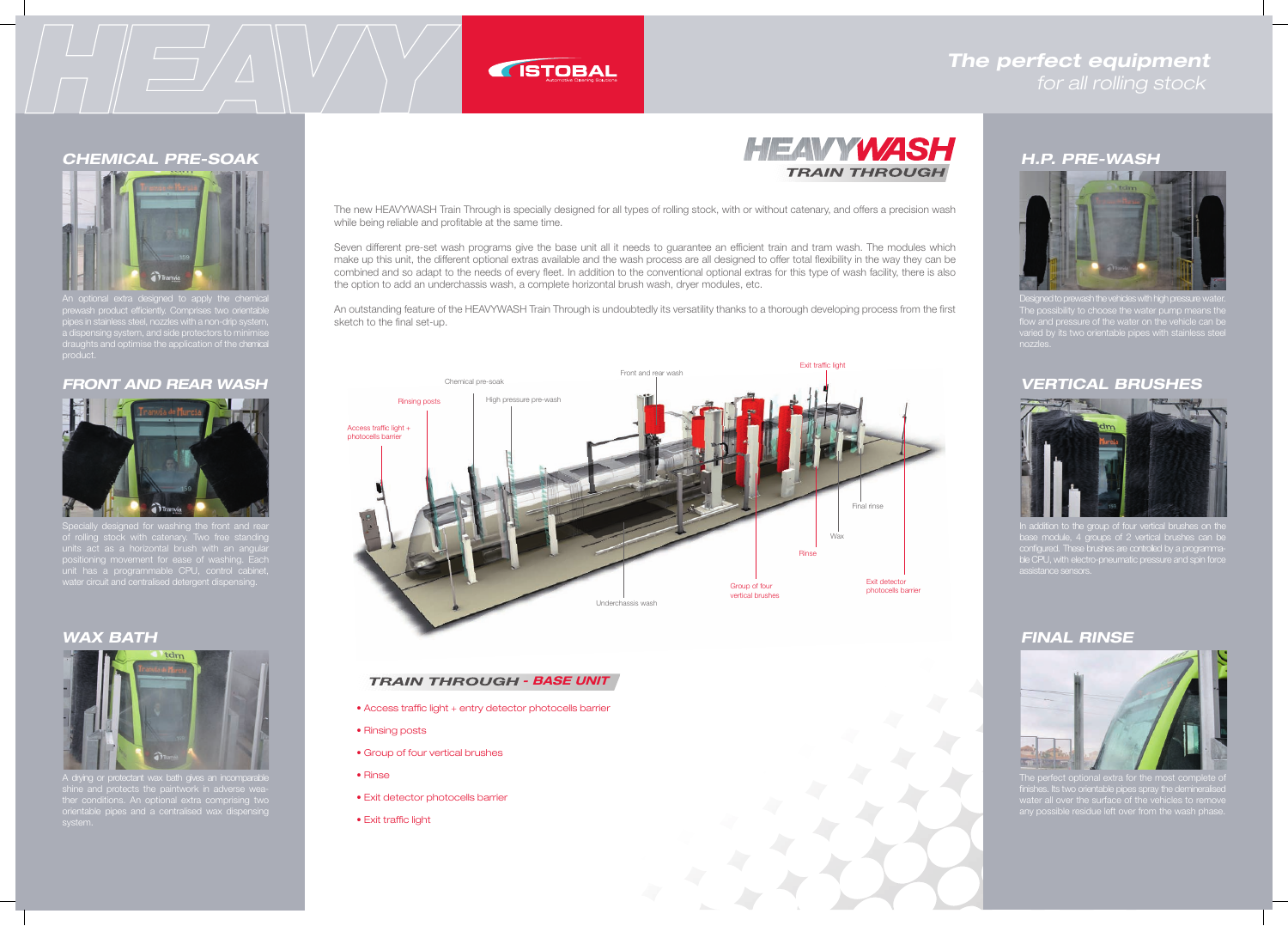# HEAVY

ISTOBAL
Automotive Cleaning Solutions

*The perfect equipment for all rolling stock*

## CHEMICAL PRE-SOAK

An optional extra designed to apply the chemical prewash product efficiently. Comprises two orientable pipes in stainless steel, nozzles with a non-drip system, a dispensing system, and side protectors to minimise draughts and optimise the application of the chemical product.

## FRONT AND REAR WASH

Specially designed for washing the front and rear of rolling stock with catenary. Two free standing units act as a horizontal brush with an angular positioning movement for ease of washing. Each unit has a programmable CPU, control cabinet, water circuit and centralised detergent dispensing.

## WAX BATH

A drying or protectant wax bath gives an incomparable shine and protects the paintwork in adverse weather conditions. An optional extra comprising two orientable pipes and a centralised wax dispensing system.

# HEAVYWASH
## TRAIN THROUGH

The new HEAVYWASH Train Through is specially designed for all types of rolling stock, with or without catenary, and offers a precision wash while being reliable and profitable at the same time.

Seven different pre-set wash programs give the base unit all it needs to guarantee an efficient train and tram wash. The modules which make up this unit, the different optional extras available and the wash process are all designed to offer total flexibility in the way they can be combined and so adapt to the needs of every fleet. In addition to the conventional optional extras for this type of wash facility, there is also the option to add an underchassis wash, a complete horizontal brush wash, dryer modules, etc.

An outstanding feature of the HEAVYWASH Train Through is undoubtedly its versatility thanks to a thorough developing process from the first sketch to the final set-up.

Chemical pre-soak
Front and rear wash
Exit traffic light
Rinsing posts
High pressure pre-wash
Access traffic light + photocells barrier
Final rinse
Wax
Rinse
Group of four vertical brushes
Exit detector photocells barrier
Underchassis wash

### TRAIN THROUGH - BASE UNIT

- Access traffic light + entry detector photocells barrier
- Rinsing posts
- Group of four vertical brushes
- Rinse
- Exit detector photocells barrier
- Exit traffic light

## H.P. PRE-WASH

Designed to prewash the vehicles with high pressure water. The possibility to choose the water pump means the flow and pressure of the water on the vehicle can be varied by its two orientable pipes with stainless steel nozzles.

## VERTICAL BRUSHES

In addition to the group of four vertical brushes on the base module, 4 groups of 2 vertical brushes can be configured. These brushes are controlled by a programmable CPU, with electro-pneumatic pressure and spin force assistance sensors.

## FINAL RINSE

The perfect optional extra for the most complete of finishes. Its two orientable pipes spray the demineralised water all over the surface of the vehicles to remove any possible residue left over from the wash phase.